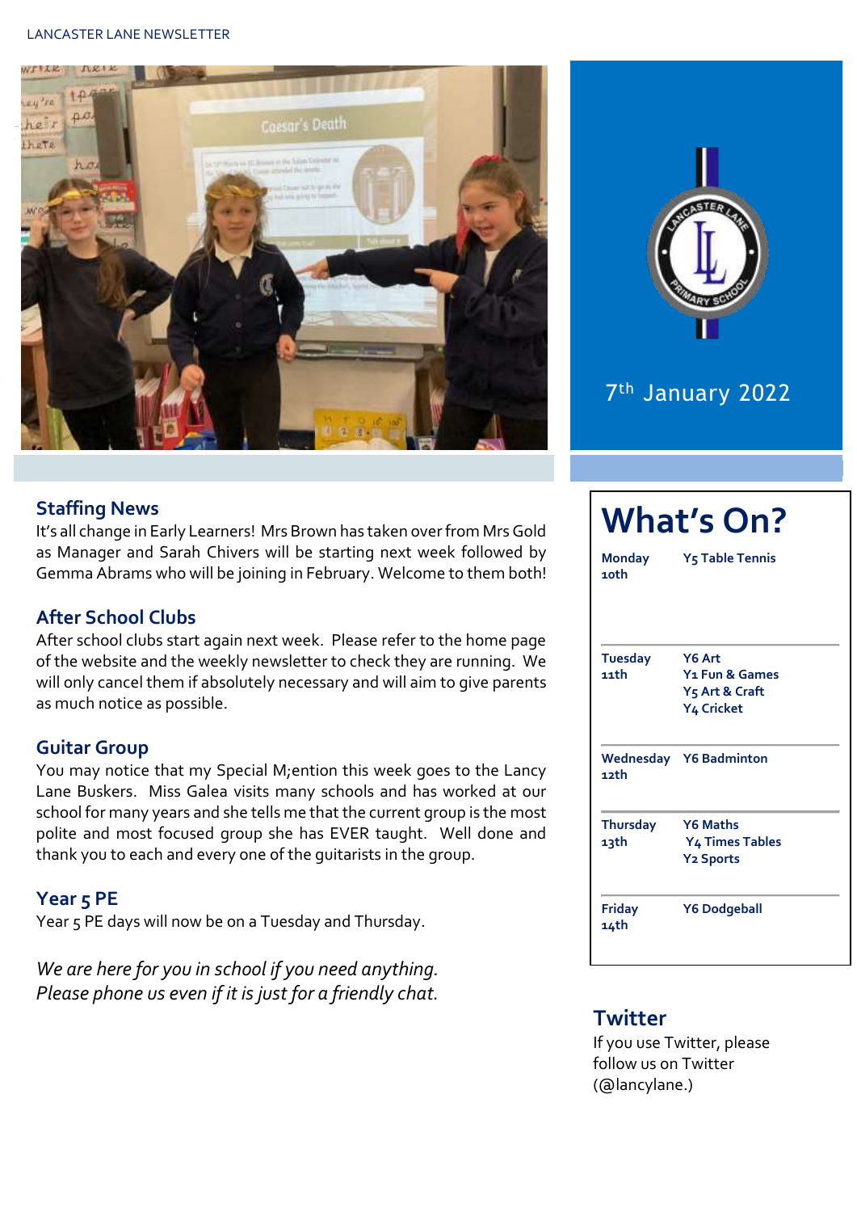LANCASTER LANE NEWSLETTER

7th January 2022

## Staffing News

It's all change in Early Learners! Mrs Brown has taken over from Mrs Gold as Manager and Sarah Chivers will be starting next week followed by Gemma Abrams who will be joining in February. Welcome to them both!

## After School Clubs

After school clubs start again next week. Please refer to the home page of the website and the weekly newsletter to check they are running. We will only cancel them if absolutely necessary and will aim to give parents as much notice as possible.

## Guitar Group

You may notice that my Special M;ention this week goes to the Lancy Lane Buskers. Miss Galea visits many schools and has worked at our school for many years and she tells me that the current group is the most polite and most focused group she has EVER taught. Well done and thank you to each and every one of the guitarists in the group.

## Year 5 PE

Year 5 PE days will now be on a Tuesday and Thursday.

*We are here for you in school if you need anything. Please phone us even if it is just for a friendly chat.*

# What's On?

| Day | Activities |
|---|---|
| Monday 10th | Y5 Table Tennis |
| Tuesday 11th | Y6 Art<br>Y1 Fun & Games<br>Y5 Art & Craft<br>Y4 Cricket |
| Wednesday 12th | Y6 Badminton |
| Thursday 13th | Y6 Maths<br>Y4 Times Tables<br>Y2 Sports |
| Friday 14th | Y6 Dodgeball |

## Twitter

If you use Twitter, please follow us on Twitter (@lancylane.)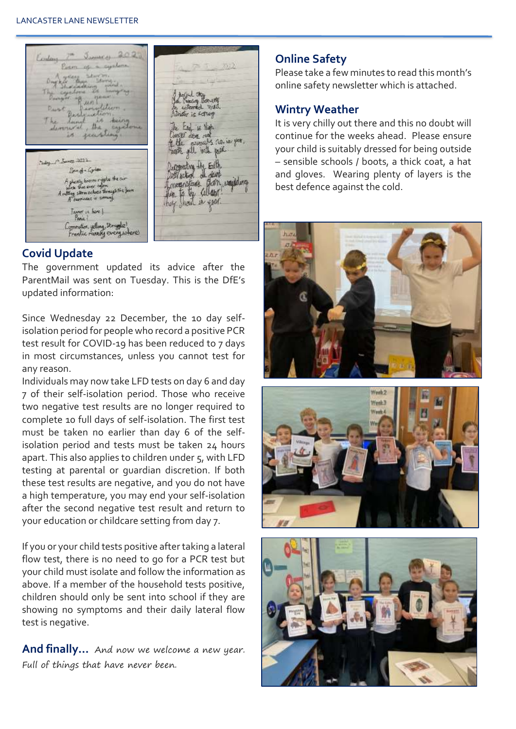## Online Safety

Please take a few minutes to read this month's online safety newsletter which is attached.

## Wintry Weather

It is very chilly out there and this no doubt will continue for the weeks ahead. Please ensure your child is suitably dressed for being outside – sensible schools / boots, a thick coat, a hat and gloves. Wearing plenty of layers is the best defence against the cold.

## Covid Update

The government updated its advice after the ParentMail was sent on Tuesday. This is the DfE's updated information:

Since Wednesday 22 December, the 10 day self-isolation period for people who record a positive PCR test result for COVID-19 has been reduced to 7 days in most circumstances, unless you cannot test for any reason.

Individuals may now take LFD tests on day 6 and day 7 of their self-isolation period. Those who receive two negative test results are no longer required to complete 10 full days of self-isolation. The first test must be taken no earlier than day 6 of the self-isolation period and tests must be taken 24 hours apart. This also applies to children under 5, with LFD testing at parental or guardian discretion. If both these test results are negative, and you do not have a high temperature, you may end your self-isolation after the second negative test result and return to your education or childcare setting from day 7.

If you or your child tests positive after taking a lateral flow test, there is no need to go for a PCR test but your child must isolate and follow the information as above. If a member of the household tests positive, children should only be sent into school if they are showing no symptoms and their daily lateral flow test is negative.

**And finally…** *And now we welcome a new year. Full of things that have never been.*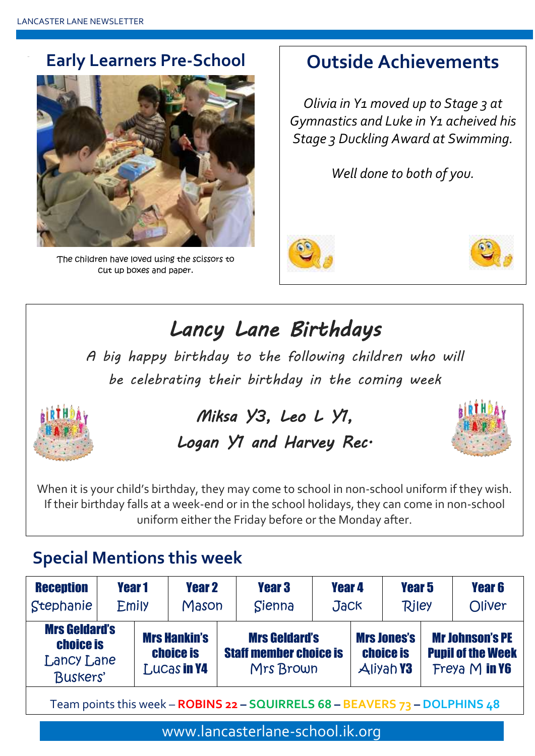## Early Learners Pre-School

The children have loved using the scissors to cut up boxes and paper.

## Outside Achievements

*Olivia in Y1 moved up to Stage 3 at Gymnastics and Luke in Y1 acheived his Stage 3 Duckling Award at Swimming.*

*Well done to both of you.*

## Lancy Lane Birthdays

*A big happy birthday to the following children who will be celebrating their birthday in the coming week*

***Miksa Y3, Leo L Y1, Logan Y1 and Harvey Rec.***

When it is your child's birthday, they may come to school in non-school uniform if they wish. If their birthday falls at a week-end or in the school holidays, they can come in non-school uniform either the Friday before or the Monday after.

## Special Mentions this week

| Reception | Year 1 | Year 2 | Year 3 | Year 4 | Year 5 | Year 6 |
|---|---|---|---|---|---|---|
| Stephanie | Emily | Mason | Sienna | Jack | Riley | Oliver |

| | | | | |
|---|---|---|---|---|
| **Mrs Geldard's choice is** Lancy Lane Buskers' | **Mrs Hankin's choice is** Lucas **in Y4** | **Mrs Geldard's Staff member choice is** Mrs Brown | **Mrs Jones's choice is** Aliyah **Y3** | **Mr Johnson's PE Pupil of the Week** Freya M **in Y6** |

Team points this week – **ROBINS 22** – **SQUIRRELS 68** – **BEAVERS 73** – **DOLPHINS 48**

www.lancasterlane-school.ik.org